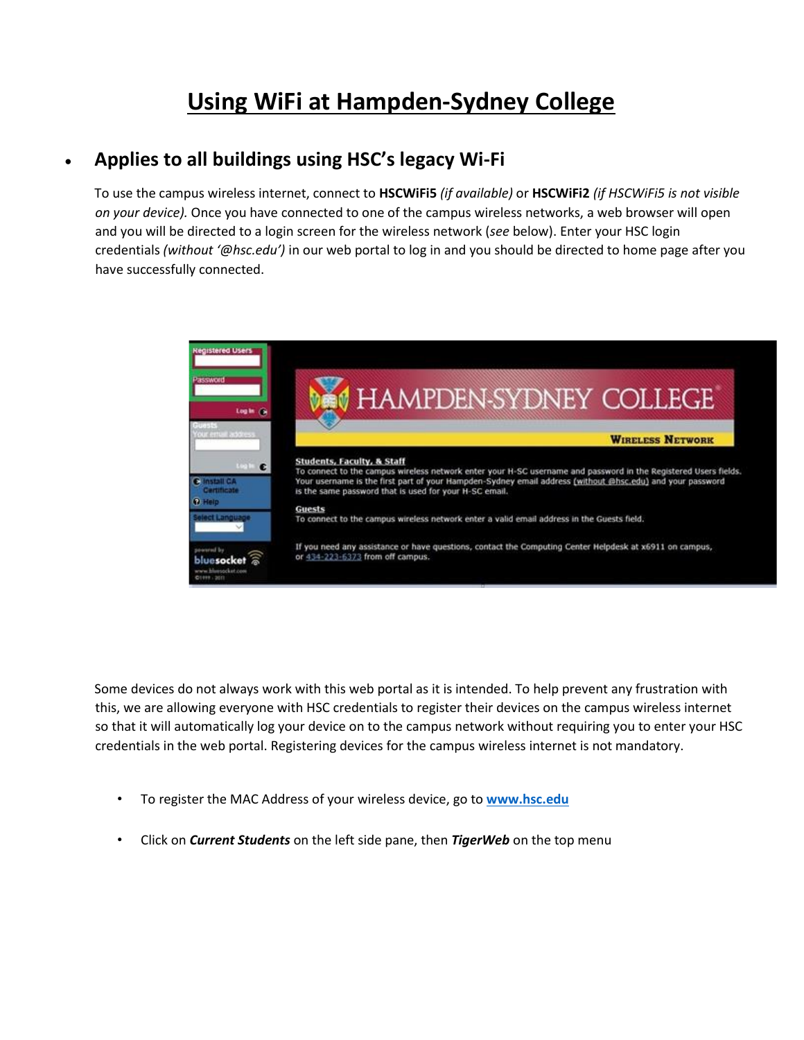# Using WiFi at Hampden-Sydney College

- ## Applies to all buildings using HSC's legacy Wi-Fi

To use the campus wireless internet, connect to **HSCWiFi5** *(if available)* or **HSCWiFi2** *(if HSCWiFi5 is not visible on your device).* Once you have connected to one of the campus wireless networks, a web browser will open and you will be directed to a login screen for the wireless network (*see* below). Enter your HSC login credentials *(without '@hsc.edu')* in our web portal to log in and you should be directed to home page after you have successfully connected.

Some devices do not always work with this web portal as it is intended. To help prevent any frustration with this, we are allowing everyone with HSC credentials to register their devices on the campus wireless internet so that it will automatically log your device on to the campus network without requiring you to enter your HSC credentials in the web portal. Registering devices for the campus wireless internet is not mandatory.

- To register the MAC Address of your wireless device, go to [www.hsc.edu](http://www.hsc.edu)
- Click on ***Current Students*** on the left side pane, then ***TigerWeb*** on the top menu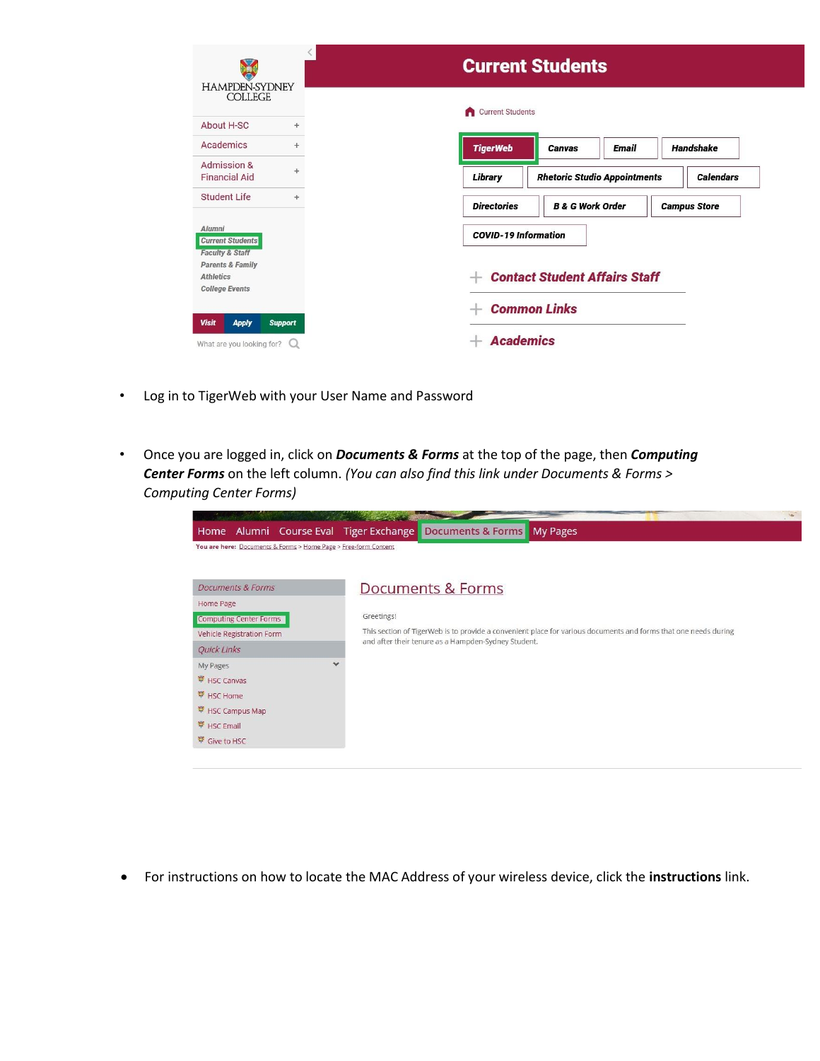- Log in to TigerWeb with your User Name and Password

- Once you are logged in, click on ***Documents & Forms*** at the top of the page, then ***Computing Center Forms*** on the left column. *(You can also find this link under Documents & Forms > Computing Center Forms)*

- For instructions on how to locate the MAC Address of your wireless device, click the **instructions** link.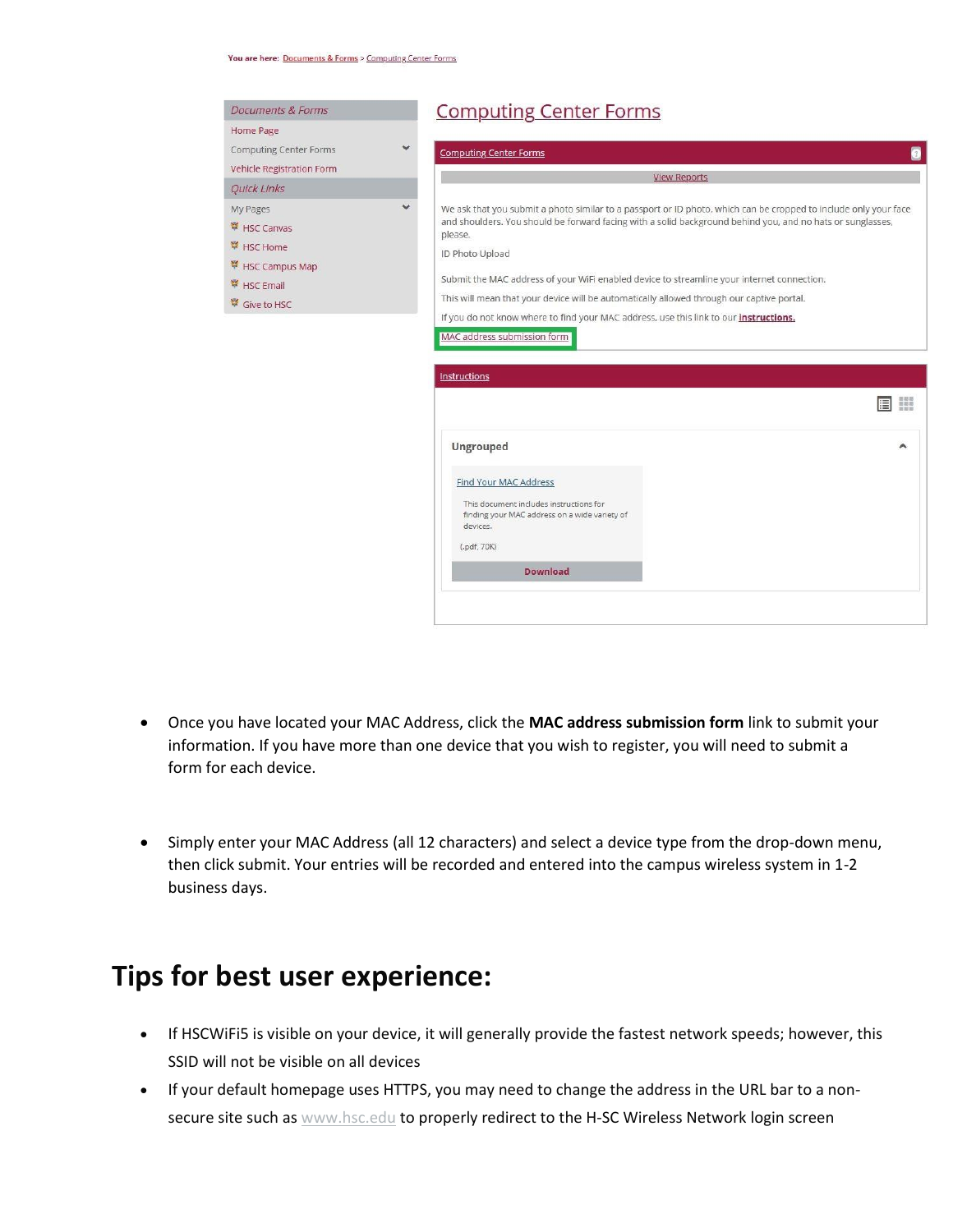You are here: Documents & Forms > Computing Center Forms

Documents & Forms

- Home Page
- Computing Center Forms
- Vehicle Registration Form

Quick Links

- My Pages
- HSC Canvas
- HSC Home
- HSC Campus Map
- HSC Email
- Give to HSC

## Computing Center Forms

Computing Center Forms

View Reports

We ask that you submit a photo similar to a passport or ID photo, which can be cropped to include only your face and shoulders. You should be forward facing with a solid background behind you, and no hats or sunglasses, please.

ID Photo Upload

Submit the MAC address of your WiFi enabled device to streamline your internet connection.

This will mean that your device will be automatically allowed through our captive portal.

If you do not know where to find your MAC address, use this link to our **instructions.**

MAC address submission form

Instructions

Ungrouped

Find Your MAC Address

This document includes instructions for finding your MAC address on a wide variety of devices.

(.pdf, 70K)

Download

- Once you have located your MAC Address, click the **MAC address submission form** link to submit your information. If you have more than one device that you wish to register, you will need to submit a form for each device.

- Simply enter your MAC Address (all 12 characters) and select a device type from the drop-down menu, then click submit. Your entries will be recorded and entered into the campus wireless system in 1-2 business days.

# Tips for best user experience:

- If HSCWiFi5 is visible on your device, it will generally provide the fastest network speeds; however, this SSID will not be visible on all devices
- If your default homepage uses HTTPS, you may need to change the address in the URL bar to a non-secure site such as www.hsc.edu to properly redirect to the H-SC Wireless Network login screen